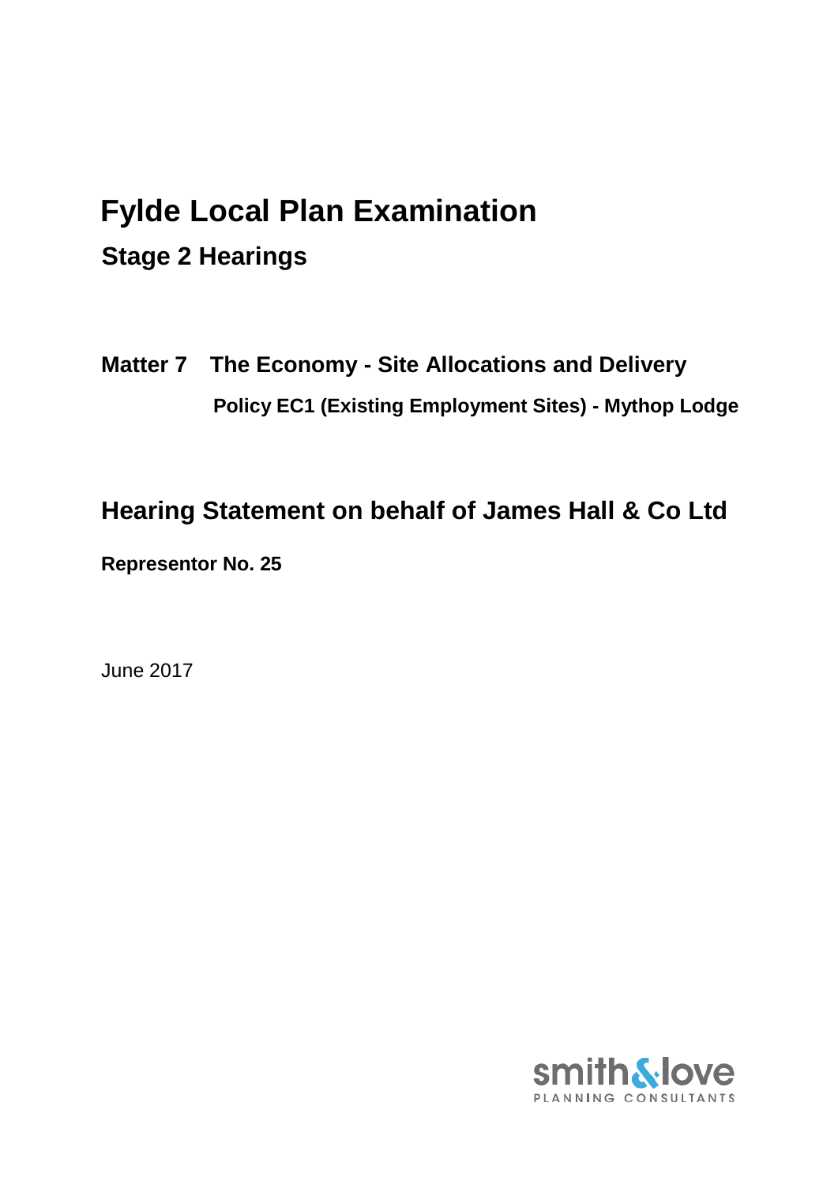# Fylde Local Plan Examination

## Stage 2 Hearings

### Matter 7 The Economy - Site Allocations and Delivery

**Policy EC1 (Existing Employment Sites) - Mythop Lodge**

## Hearing Statement on behalf of James Hall & Co Ltd

**Representor No. 25**

June 2017

smith&love
PLANNING CONSULTANTS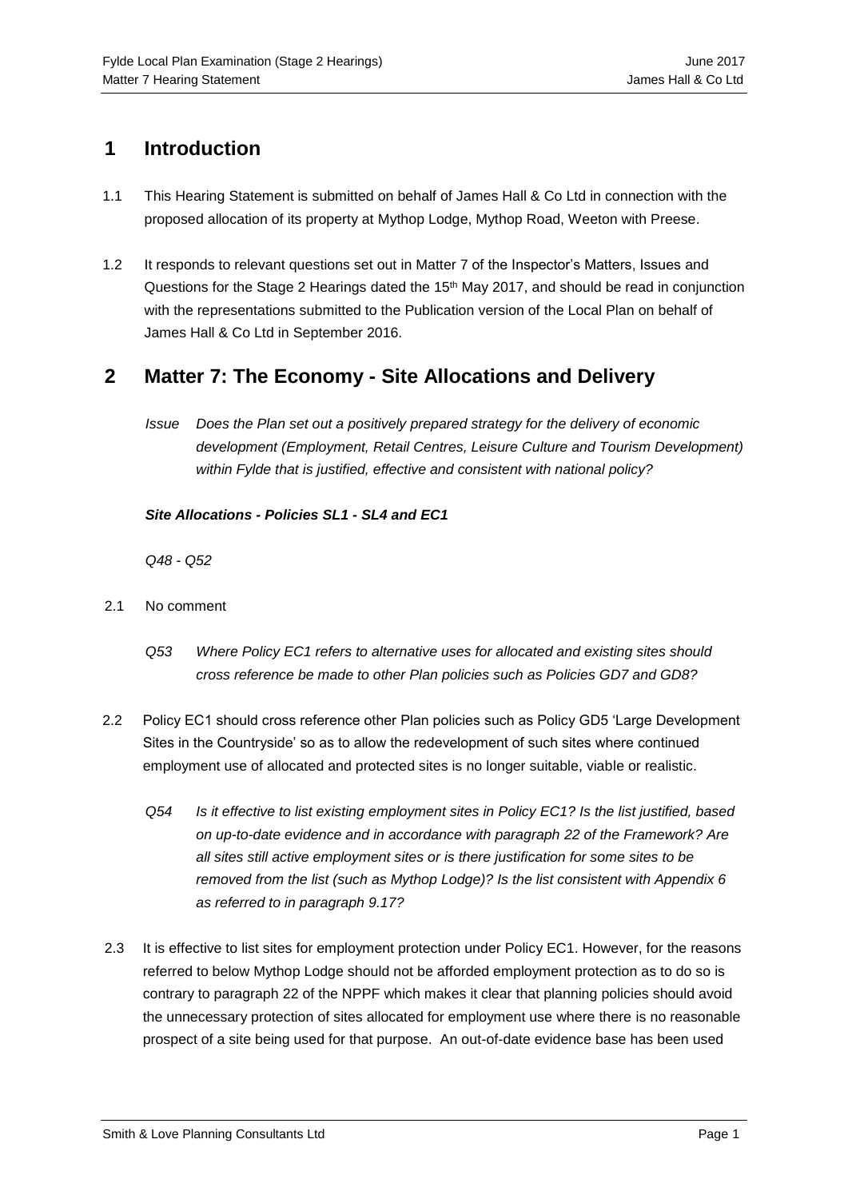## 1 Introduction

1.1 This Hearing Statement is submitted on behalf of James Hall & Co Ltd in connection with the proposed allocation of its property at Mythop Lodge, Mythop Road, Weeton with Preese.

1.2 It responds to relevant questions set out in Matter 7 of the Inspector's Matters, Issues and Questions for the Stage 2 Hearings dated the 15th May 2017, and should be read in conjunction with the representations submitted to the Publication version of the Local Plan on behalf of James Hall & Co Ltd in September 2016.

## 2 Matter 7: The Economy - Site Allocations and Delivery

*Issue Does the Plan set out a positively prepared strategy for the delivery of economic development (Employment, Retail Centres, Leisure Culture and Tourism Development) within Fylde that is justified, effective and consistent with national policy?*

***Site Allocations - Policies SL1 - SL4 and EC1***

*Q48 - Q52*

2.1 No comment

*Q53 Where Policy EC1 refers to alternative uses for allocated and existing sites should cross reference be made to other Plan policies such as Policies GD7 and GD8?*

2.2 Policy EC1 should cross reference other Plan policies such as Policy GD5 'Large Development Sites in the Countryside' so as to allow the redevelopment of such sites where continued employment use of allocated and protected sites is no longer suitable, viable or realistic.

*Q54 Is it effective to list existing employment sites in Policy EC1? Is the list justified, based on up-to-date evidence and in accordance with paragraph 22 of the Framework? Are all sites still active employment sites or is there justification for some sites to be removed from the list (such as Mythop Lodge)? Is the list consistent with Appendix 6 as referred to in paragraph 9.17?*

2.3 It is effective to list sites for employment protection under Policy EC1. However, for the reasons referred to below Mythop Lodge should not be afforded employment protection as to do so is contrary to paragraph 22 of the NPPF which makes it clear that planning policies should avoid the unnecessary protection of sites allocated for employment use where there is no reasonable prospect of a site being used for that purpose. An out-of-date evidence base has been used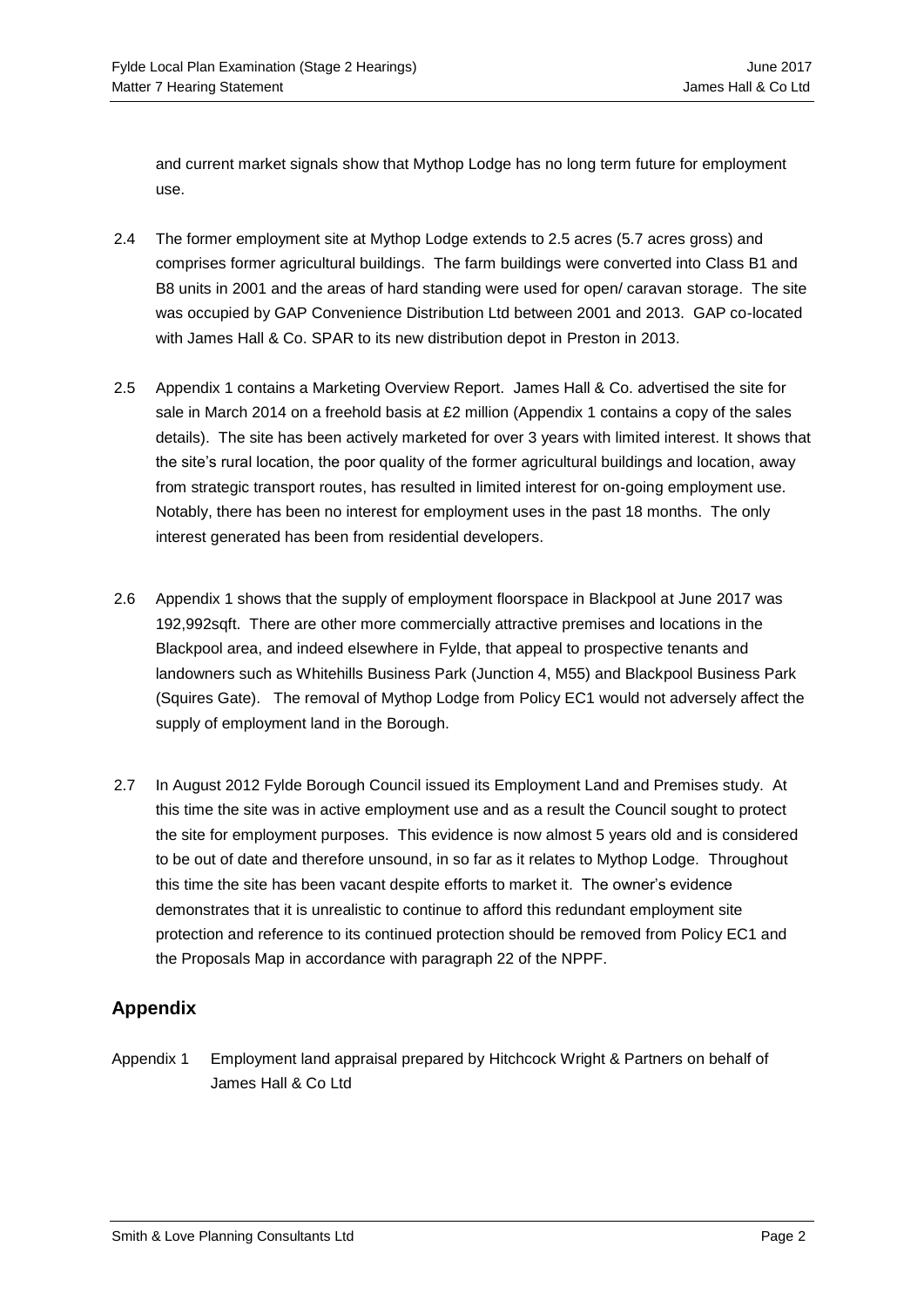and current market signals show that Mythop Lodge has no long term future for employment use.

2.4 The former employment site at Mythop Lodge extends to 2.5 acres (5.7 acres gross) and comprises former agricultural buildings. The farm buildings were converted into Class B1 and B8 units in 2001 and the areas of hard standing were used for open/ caravan storage. The site was occupied by GAP Convenience Distribution Ltd between 2001 and 2013. GAP co-located with James Hall & Co. SPAR to its new distribution depot in Preston in 2013.

2.5 Appendix 1 contains a Marketing Overview Report. James Hall & Co. advertised the site for sale in March 2014 on a freehold basis at £2 million (Appendix 1 contains a copy of the sales details). The site has been actively marketed for over 3 years with limited interest. It shows that the site's rural location, the poor quality of the former agricultural buildings and location, away from strategic transport routes, has resulted in limited interest for on-going employment use. Notably, there has been no interest for employment uses in the past 18 months. The only interest generated has been from residential developers.

2.6 Appendix 1 shows that the supply of employment floorspace in Blackpool at June 2017 was 192,992sqft. There are other more commercially attractive premises and locations in the Blackpool area, and indeed elsewhere in Fylde, that appeal to prospective tenants and landowners such as Whitehills Business Park (Junction 4, M55) and Blackpool Business Park (Squires Gate). The removal of Mythop Lodge from Policy EC1 would not adversely affect the supply of employment land in the Borough.

2.7 In August 2012 Fylde Borough Council issued its Employment Land and Premises study. At this time the site was in active employment use and as a result the Council sought to protect the site for employment purposes. This evidence is now almost 5 years old and is considered to be out of date and therefore unsound, in so far as it relates to Mythop Lodge. Throughout this time the site has been vacant despite efforts to market it. The owner's evidence demonstrates that it is unrealistic to continue to afford this redundant employment site protection and reference to its continued protection should be removed from Policy EC1 and the Proposals Map in accordance with paragraph 22 of the NPPF.

## Appendix

Appendix 1 Employment land appraisal prepared by Hitchcock Wright & Partners on behalf of James Hall & Co Ltd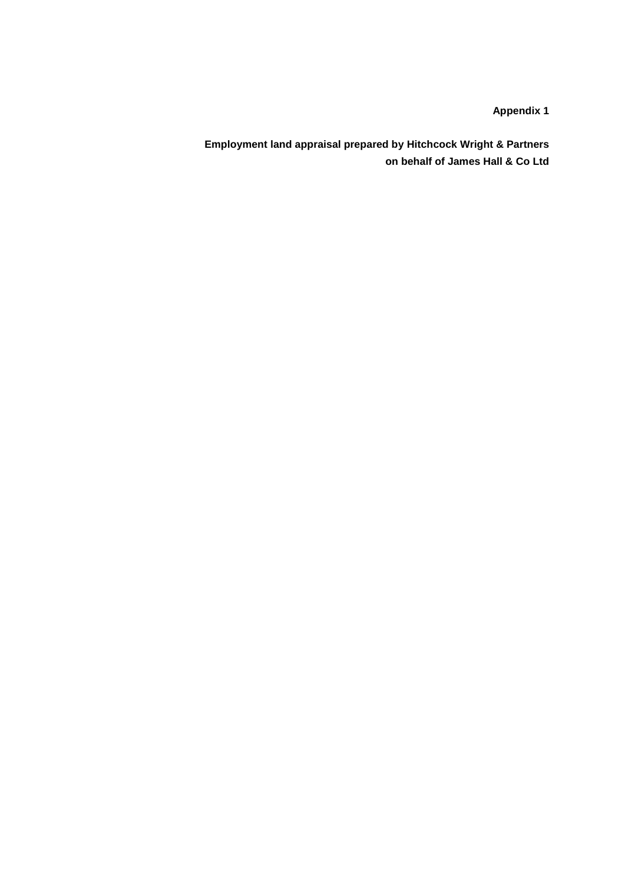**Appendix 1**

**Employment land appraisal prepared by Hitchcock Wright & Partners on behalf of James Hall & Co Ltd**